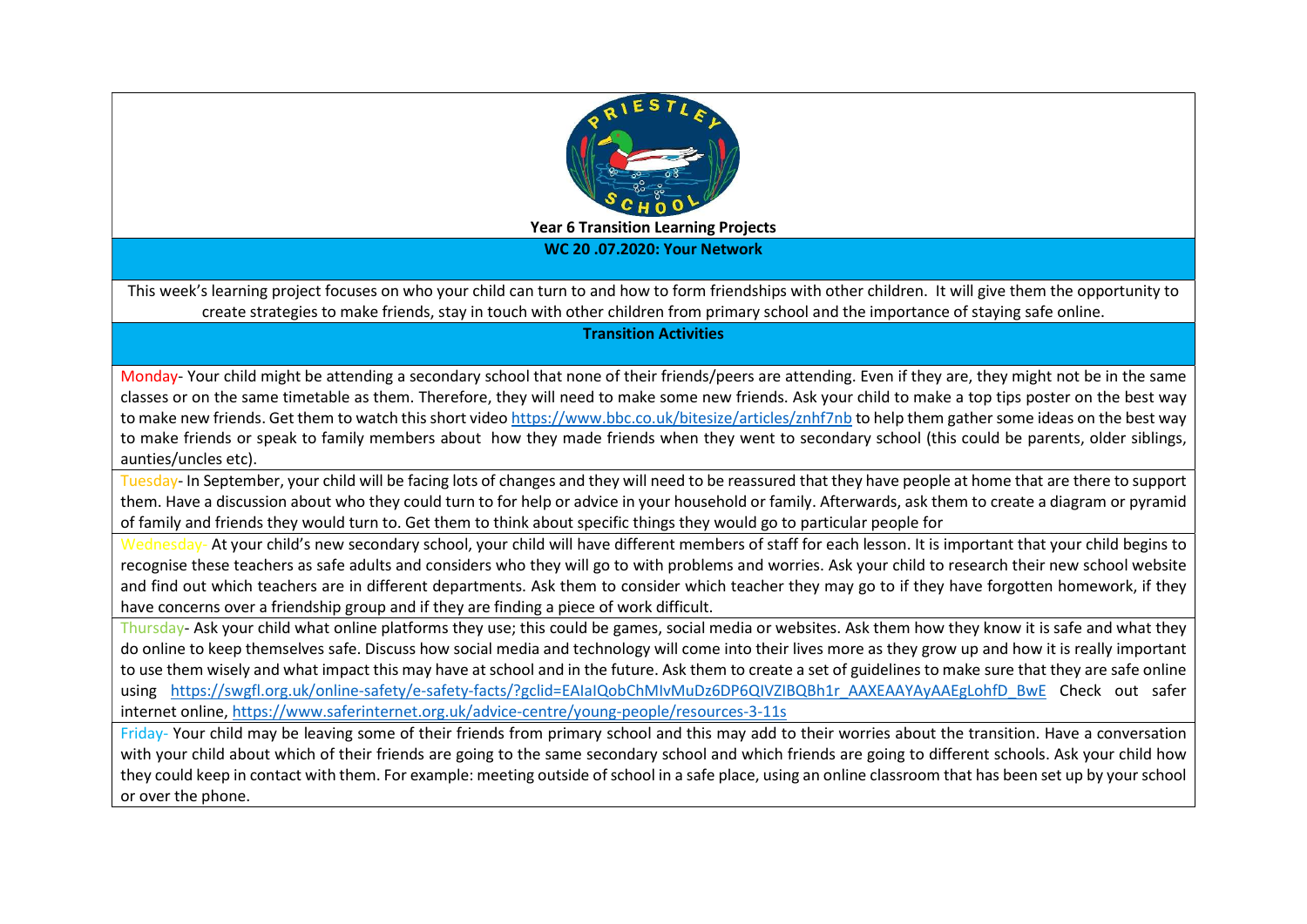**Year 6 Transition Learning Projects**

**WC 20 .07.2020: Your Network**

This week's learning project focuses on who your child can turn to and how to form friendships with other children. It will give them the opportunity to create strategies to make friends, stay in touch with other children from primary school and the importance of staying safe online.

**Transition Activities**

Monday- Your child might be attending a secondary school that none of their friends/peers are attending. Even if they are, they might not be in the same classes or on the same timetable as them. Therefore, they will need to make some new friends. Ask your child to make a top tips poster on the best way to make new friends. Get them to watch this short video https://www.bbc.co.uk/bitesize/articles/znhf7nb to help them gather some ideas on the best way to make friends or speak to family members about how they made friends when they went to secondary school (this could be parents, older siblings, aunties/uncles etc).

Tuesday- In September, your child will be facing lots of changes and they will need to be reassured that they have people at home that are there to support them. Have a discussion about who they could turn to for help or advice in your household or family. Afterwards, ask them to create a diagram or pyramid of family and friends they would turn to. Get them to think about specific things they would go to particular people for

Wednesday- At your child's new secondary school, your child will have different members of staff for each lesson. It is important that your child begins to recognise these teachers as safe adults and considers who they will go to with problems and worries. Ask your child to research their new school website and find out which teachers are in different departments. Ask them to consider which teacher they may go to if they have forgotten homework, if they have concerns over a friendship group and if they are finding a piece of work difficult.

Thursday- Ask your child what online platforms they use; this could be games, social media or websites. Ask them how they know it is safe and what they do online to keep themselves safe. Discuss how social media and technology will come into their lives more as they grow up and how it is really important to use them wisely and what impact this may have at school and in the future. Ask them to create a set of guidelines to make sure that they are safe online using https://swgfl.org.uk/online-safety/e-safety-facts/?gclid=EAIaIQobChMIvMuDz6DP6QIVZIBQBh1r_AAXEAAYAyAAEgLohfD_BwE Check out safer internet online, https://www.saferinternet.org.uk/advice-centre/young-people/resources-3-11s

Friday- Your child may be leaving some of their friends from primary school and this may add to their worries about the transition. Have a conversation with your child about which of their friends are going to the same secondary school and which friends are going to different schools. Ask your child how they could keep in contact with them. For example: meeting outside of school in a safe place, using an online classroom that has been set up by your school or over the phone.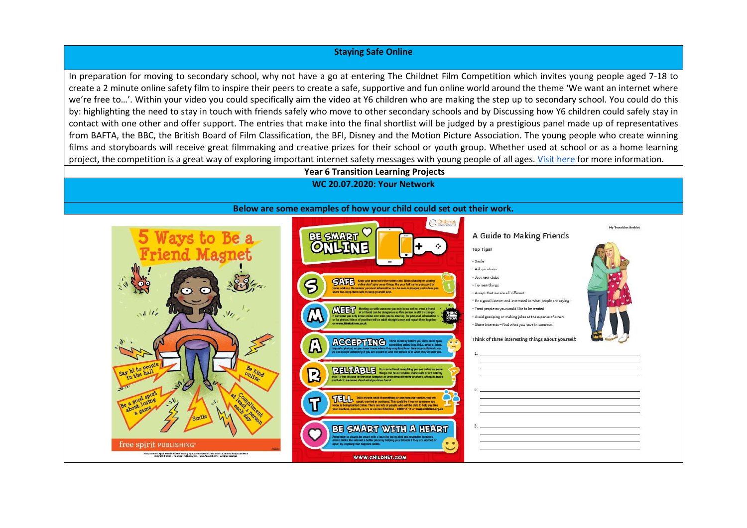**Staying Safe Online**

In preparation for moving to secondary school, why not have a go at entering The Childnet Film Competition which invites young people aged 7-18 to create a 2 minute online safety film to inspire their peers to create a safe, supportive and fun online world around the theme 'We want an internet where we're free to…'. Within your video you could specifically aim the video at Y6 children who are making the step up to secondary school. You could do this by: highlighting the need to stay in touch with friends safely who move to other secondary schools and by Discussing how Y6 children could safely stay in contact with one other and offer support. The entries that make into the final shortlist will be judged by a prestigious panel made up of representatives from BAFTA, the BBC, the British Board of Film Classification, the BFI, Disney and the Motion Picture Association. The young people who create winning films and storyboards will receive great filmmaking and creative prizes for their school or youth group. Whether used at school or as a home learning project, the competition is a great way of exploring important internet safety messages with young people of all ages. Visit here for more information.

**Year 6 Transition Learning Projects**

**WC 20.07.2020: Your Network**

**Below are some examples of how your child could set out their work.**

5 Ways to Be a Friend Magnet

Say hi to people in the hall

Be kind online

Be a good sport about losing a game

Compliment at least 1 person each day

Smile

free spirit PUBLISHING

BE SMART ONLINE

S SAFE Keep your personal information safe. When chatting or posting online don't give away things like your full name, password or home address. Remember personal information can be seen in images and videos you share too. Keep them safe to keep yourself safe.

M MEET Meeting up with someone you only know online, even a friend of a friend, can be dangerous as this person is still a stranger. If someone you only know online ever asks you to meet up, for personal information or for photos/videos of you then tell an adult straight away and report them together on www.thinkuknow.co.uk

A ACCEPTING Think carefully before you click on or open something online (e.g. links, adverts, friend requests, photos) as you never know where they may lead to or they may contain viruses. Do not accept something if you are unsure of who the person is or what they've sent you.

R RELIABLE You cannot trust everything you see online as some things can be out of date, inaccurate or not entirely true. To find reliable information compare at least three different websites, check in books and talk to someone about what you have found.

T TELL Tell a trusted adult if something or someone ever makes you feel upset, worried or confused. This could be if you or someone you know is being bullied online. There are lots of people who will be able to help you like your teachers, parents, carers or contact Childline – 0800 11 11 or www.childline.org.uk

BE SMART WITH A HEART Remember to always be smart with a heart by being kind and respectful to others online. Make the internet a better place by helping your friends if they are worried or upset by anything that happens online.

WWW.CHILDNET.COM

My Transition Booklet

A Guide to Making Friends

Top Tips!

- Smile
- Ask questions
- Join new clubs
- Try new things
- Accept that we are all different
- Be a good listener and interested in what people are saying
- Treat people as you would like to be treated
- Avoid gossiping or making jokes at the expense of others
- Share interests – find what you have in common

Think of three interesting things about yourself:

1. ______________________________

2. ______________________________

3. ______________________________